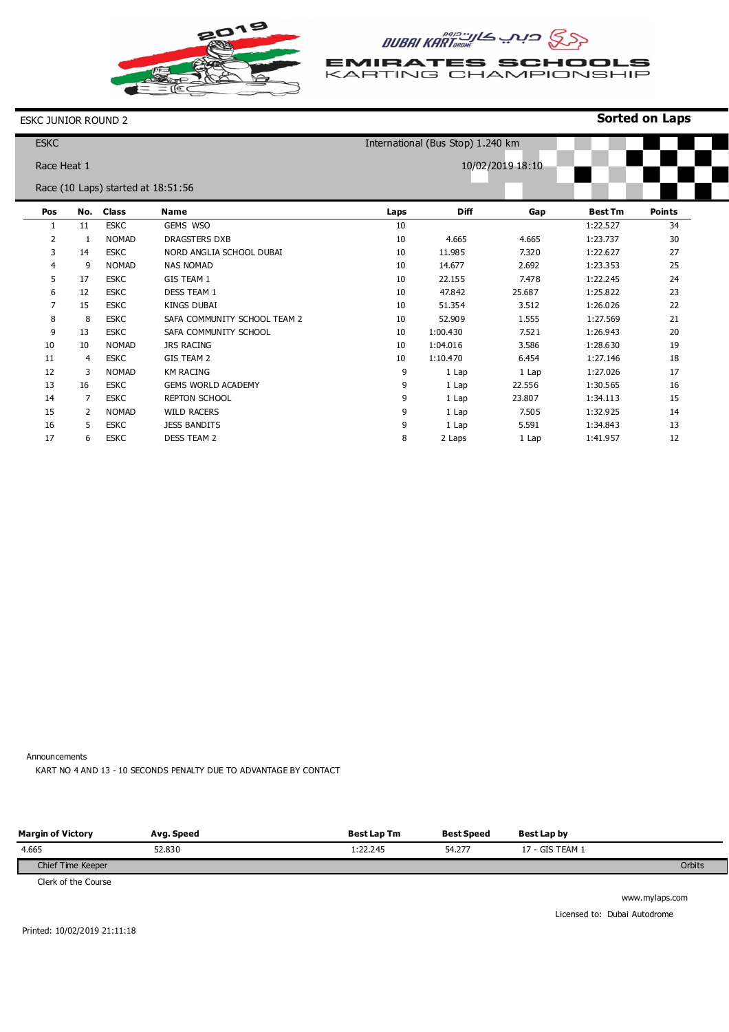2019

DUBAI KARTDROME دبي كارتدروم

EMIRATES SCHOOLS KARTING CHAMPIONSHIP

ESKC JUNIOR ROUND 2

**Sorted on Laps**

ESKC

International (Bus Stop) 1.240 km

Race Heat 1

10/02/2019 18:10

Race (10 Laps) started at 18:51:56

| Pos | No. | Class | Name | Laps | Diff | Gap | Best Tm | Points |
|---|---|---|---|---|---|---|---|---|
| 1 | 11 | ESKC | GEMS WSO | 10 | | | 1:22.527 | 34 |
| 2 | 1 | NOMAD | DRAGSTERS DXB | 10 | 4.665 | 4.665 | 1:23.737 | 30 |
| 3 | 14 | ESKC | NORD ANGLIA SCHOOL DUBAI | 10 | 11.985 | 7.320 | 1:22.627 | 27 |
| 4 | 9 | NOMAD | NAS NOMAD | 10 | 14.677 | 2.692 | 1:23.353 | 25 |
| 5 | 17 | ESKC | GIS TEAM 1 | 10 | 22.155 | 7.478 | 1:22.245 | 24 |
| 6 | 12 | ESKC | DESS TEAM 1 | 10 | 47.842 | 25.687 | 1:25.822 | 23 |
| 7 | 15 | ESKC | KINGS DUBAI | 10 | 51.354 | 3.512 | 1:26.026 | 22 |
| 8 | 8 | ESKC | SAFA COMMUNITY SCHOOL TEAM 2 | 10 | 52.909 | 1.555 | 1:27.569 | 21 |
| 9 | 13 | ESKC | SAFA COMMUNITY SCHOOL | 10 | 1:00.430 | 7.521 | 1:26.943 | 20 |
| 10 | 10 | NOMAD | JRS RACING | 10 | 1:04.016 | 3.586 | 1:28.630 | 19 |
| 11 | 4 | ESKC | GIS TEAM 2 | 10 | 1:10.470 | 6.454 | 1:27.146 | 18 |
| 12 | 3 | NOMAD | KM RACING | 9 | 1 Lap | 1 Lap | 1:27.026 | 17 |
| 13 | 16 | ESKC | GEMS WORLD ACADEMY | 9 | 1 Lap | 22.556 | 1:30.565 | 16 |
| 14 | 7 | ESKC | REPTON SCHOOL | 9 | 1 Lap | 23.807 | 1:34.113 | 15 |
| 15 | 2 | NOMAD | WILD RACERS | 9 | 1 Lap | 7.505 | 1:32.925 | 14 |
| 16 | 5 | ESKC | JESS BANDITS | 9 | 1 Lap | 5.591 | 1:34.843 | 13 |
| 17 | 6 | ESKC | DESS TEAM 2 | 8 | 2 Laps | 1 Lap | 1:41.957 | 12 |

Announcements

KART NO 4 AND 13 - 10 SECONDS PENALTY DUE TO ADVANTAGE BY CONTACT

| Margin of Victory | Avg. Speed | Best Lap Tm | Best Speed | Best Lap by |
|---|---|---|---|---|
| 4.665 | 52.830 | 1:22.245 | 54.277 | 17 - GIS TEAM 1 |

Chief Time Keeper

Orbits

Clerk of the Course

www.mylaps.com

Licensed to: Dubai Autodrome

Printed: 10/02/2019 21:11:18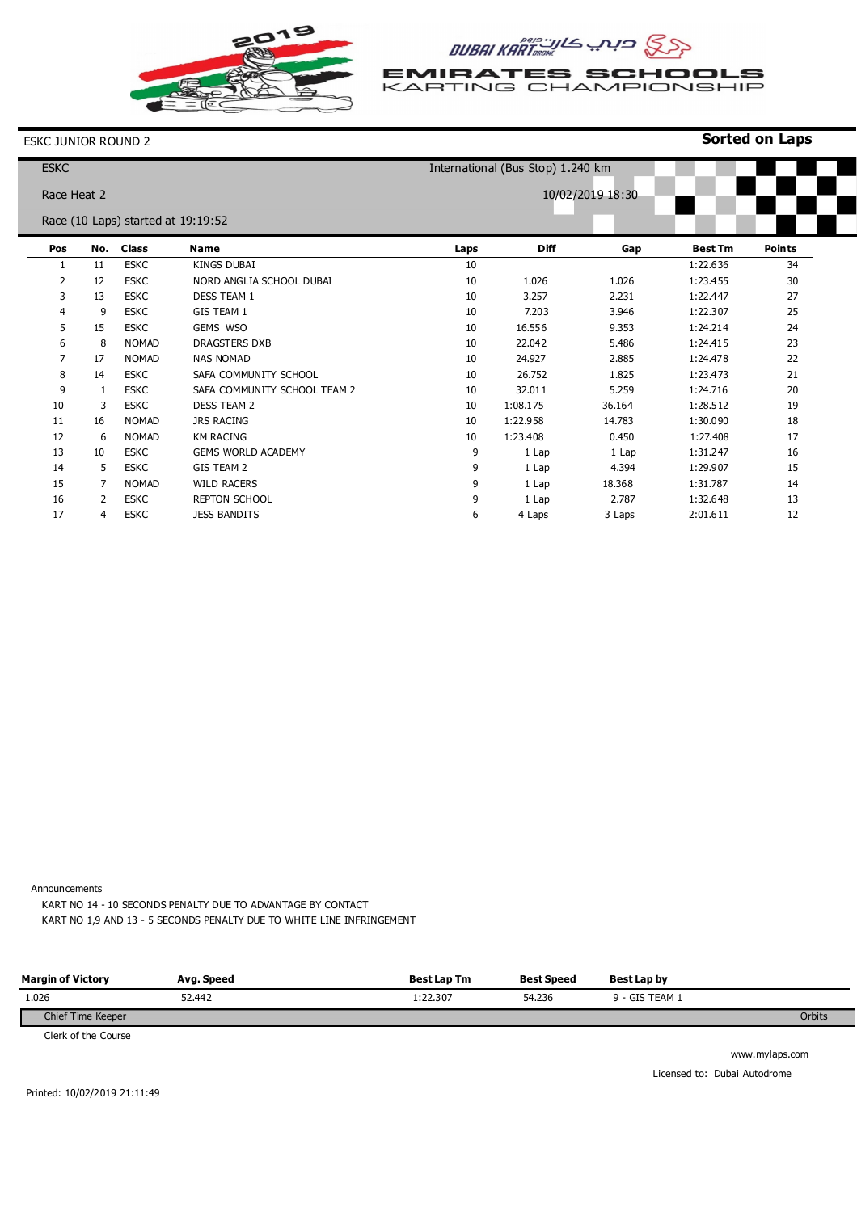# EMIRATES SCHOOLS KARTING CHAMPIONSHIP

ESKC JUNIOR ROUND 2 — **Sorted on Laps**

ESKC — International (Bus Stop) 1.240 km

Race Heat 2 — 10/02/2019 18:30

Race (10 Laps) started at 19:19:52

| Pos | No. | Class | Name | Laps | Diff | Gap | Best Tm | Points |
|---|---|---|---|---|---|---|---|---|
| 1 | 11 | ESKC | KINGS DUBAI | 10 | | | 1:22.636 | 34 |
| 2 | 12 | ESKC | NORD ANGLIA SCHOOL DUBAI | 10 | 1.026 | 1.026 | 1:23.455 | 30 |
| 3 | 13 | ESKC | DESS TEAM 1 | 10 | 3.257 | 2.231 | 1:22.447 | 27 |
| 4 | 9 | ESKC | GIS TEAM 1 | 10 | 7.203 | 3.946 | 1:22.307 | 25 |
| 5 | 15 | ESKC | GEMS WSO | 10 | 16.556 | 9.353 | 1:24.214 | 24 |
| 6 | 8 | NOMAD | DRAGSTERS DXB | 10 | 22.042 | 5.486 | 1:24.415 | 23 |
| 7 | 17 | NOMAD | NAS NOMAD | 10 | 24.927 | 2.885 | 1:24.478 | 22 |
| 8 | 14 | ESKC | SAFA COMMUNITY SCHOOL | 10 | 26.752 | 1.825 | 1:23.473 | 21 |
| 9 | 1 | ESKC | SAFA COMMUNITY SCHOOL TEAM 2 | 10 | 32.011 | 5.259 | 1:24.716 | 20 |
| 10 | 3 | ESKC | DESS TEAM 2 | 10 | 1:08.175 | 36.164 | 1:28.512 | 19 |
| 11 | 16 | NOMAD | JRS RACING | 10 | 1:22.958 | 14.783 | 1:30.090 | 18 |
| 12 | 6 | NOMAD | KM RACING | 10 | 1:23.408 | 0.450 | 1:27.408 | 17 |
| 13 | 10 | ESKC | GEMS WORLD ACADEMY | 9 | 1 Lap | 1 Lap | 1:31.247 | 16 |
| 14 | 5 | ESKC | GIS TEAM 2 | 9 | 1 Lap | 4.394 | 1:29.907 | 15 |
| 15 | 7 | NOMAD | WILD RACERS | 9 | 1 Lap | 18.368 | 1:31.787 | 14 |
| 16 | 2 | ESKC | REPTON SCHOOL | 9 | 1 Lap | 2.787 | 1:32.648 | 13 |
| 17 | 4 | ESKC | JESS BANDITS | 6 | 4 Laps | 3 Laps | 2:01.611 | 12 |

Announcements

KART NO 14 - 10 SECONDS PENALTY DUE TO ADVANTAGE BY CONTACT

KART NO 1,9 AND 13 - 5 SECONDS PENALTY DUE TO WHITE LINE INFRINGEMENT

| Margin of Victory | Avg. Speed | Best Lap Tm | Best Speed | Best Lap by |
|---|---|---|---|---|
| 1.026 | 52.442 | 1:22.307 | 54.236 | 9 - GIS TEAM 1 |

Chief Time Keeper — Orbits

Clerk of the Course

www.mylaps.com

Licensed to: Dubai Autodrome

Printed: 10/02/2019 21:11:49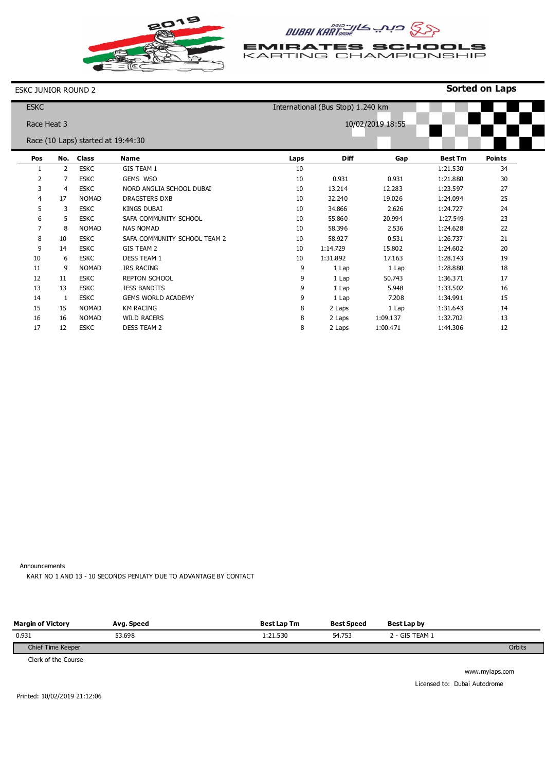DUBAI KARTDROME دبي كارتدروم

EMIRATES SCHOOLS KARTING CHAMPIONSHIP

ESKC JUNIOR ROUND 2 **Sorted on Laps**

ESKC

International (Bus Stop) 1.240 km

Race Heat 3

10/02/2019 18:55

Race (10 Laps) started at 19:44:30

| Pos | No. | Class | Name | Laps | Diff | Gap | Best Tm | Points |
|---|---|---|---|---|---|---|---|---|
| 1 | 2 | ESKC | GIS TEAM 1 | 10 | | | 1:21.530 | 34 |
| 2 | 7 | ESKC | GEMS WSO | 10 | 0.931 | 0.931 | 1:21.880 | 30 |
| 3 | 4 | ESKC | NORD ANGLIA SCHOOL DUBAI | 10 | 13.214 | 12.283 | 1:23.597 | 27 |
| 4 | 17 | NOMAD | DRAGSTERS DXB | 10 | 32.240 | 19.026 | 1:24.094 | 25 |
| 5 | 3 | ESKC | KINGS DUBAI | 10 | 34.866 | 2.626 | 1:24.727 | 24 |
| 6 | 5 | ESKC | SAFA COMMUNITY SCHOOL | 10 | 55.860 | 20.994 | 1:27.549 | 23 |
| 7 | 8 | NOMAD | NAS NOMAD | 10 | 58.396 | 2.536 | 1:24.628 | 22 |
| 8 | 10 | ESKC | SAFA COMMUNITY SCHOOL TEAM 2 | 10 | 58.927 | 0.531 | 1:26.737 | 21 |
| 9 | 14 | ESKC | GIS TEAM 2 | 10 | 1:14.729 | 15.802 | 1:24.602 | 20 |
| 10 | 6 | ESKC | DESS TEAM 1 | 10 | 1:31.892 | 17.163 | 1:28.143 | 19 |
| 11 | 9 | NOMAD | JRS RACING | 9 | 1 Lap | 1 Lap | 1:28.880 | 18 |
| 12 | 11 | ESKC | REPTON SCHOOL | 9 | 1 Lap | 50.743 | 1:36.371 | 17 |
| 13 | 13 | ESKC | JESS BANDITS | 9 | 1 Lap | 5.948 | 1:33.502 | 16 |
| 14 | 1 | ESKC | GEMS WORLD ACADEMY | 9 | 1 Lap | 7.208 | 1:34.991 | 15 |
| 15 | 15 | NOMAD | KM RACING | 8 | 2 Laps | 1 Lap | 1:31.643 | 14 |
| 16 | 16 | NOMAD | WILD RACERS | 8 | 2 Laps | 1:09.137 | 1:32.702 | 13 |
| 17 | 12 | ESKC | DESS TEAM 2 | 8 | 2 Laps | 1:00.471 | 1:44.306 | 12 |

Announcements

KART NO 1 AND 13 - 10 SECONDS PENLATY DUE TO ADVANTAGE BY CONTACT

| Margin of Victory | Avg. Speed | Best Lap Tm | Best Speed | Best Lap by |
|---|---|---|---|---|
| 0.931 | 53.698 | 1:21.530 | 54.753 | 2 - GIS TEAM 1 |

Chief Time Keeper — Orbits

Clerk of the Course

www.mylaps.com

Licensed to: Dubai Autodrome

Printed: 10/02/2019 21:12:06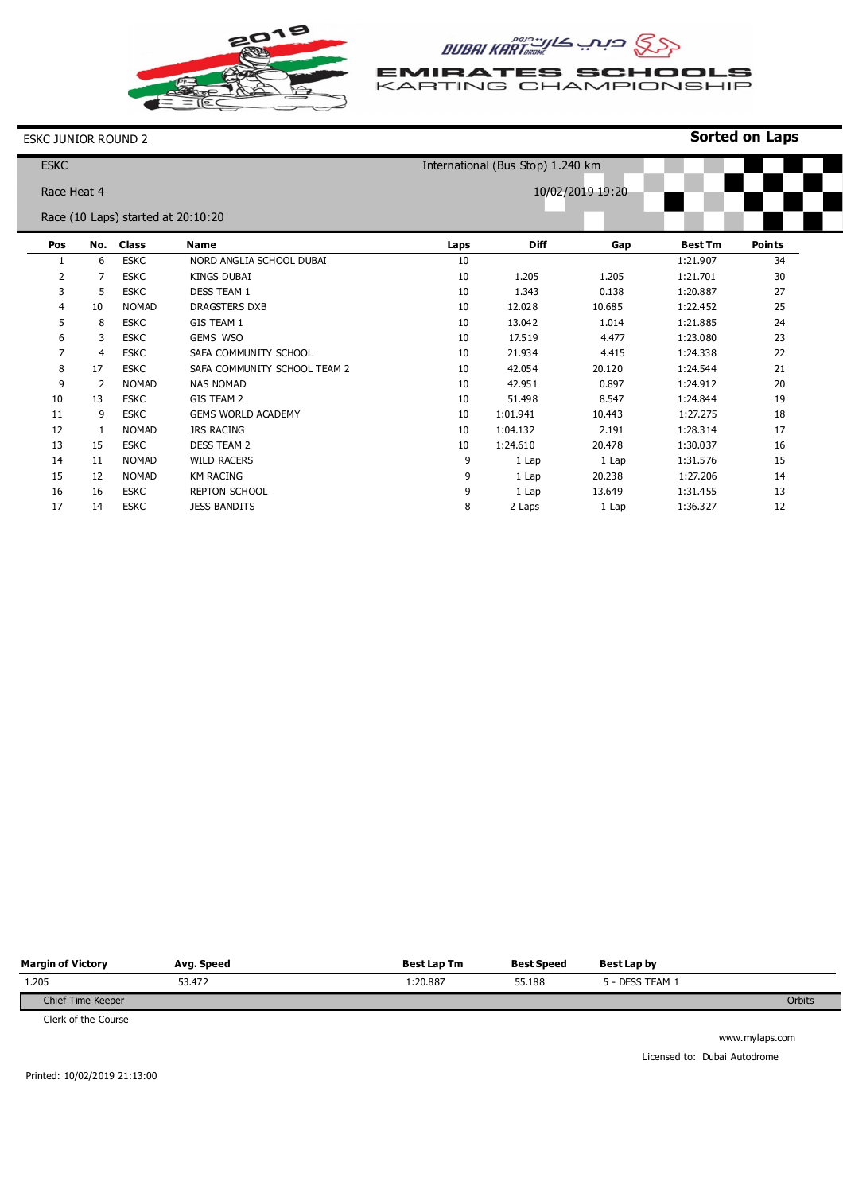2019

دبي كارت درووم DUBAI KARTDROME

EMIRATES SCHOOLS KARTING CHAMPIONSHIP

ESKC JUNIOR ROUND 2

**Sorted on Laps**

ESKC

International (Bus Stop) 1.240 km

Race Heat 4

10/02/2019 19:20

Race (10 Laps) started at 20:10:20

| Pos | No. | Class | Name | Laps | Diff | Gap | Best Tm | Points |
|---|---|---|---|---|---|---|---|---|
| 1 | 6 | ESKC | NORD ANGLIA SCHOOL DUBAI | 10 | | | 1:21.907 | 34 |
| 2 | 7 | ESKC | KINGS DUBAI | 10 | 1.205 | 1.205 | 1:21.701 | 30 |
| 3 | 5 | ESKC | DESS TEAM 1 | 10 | 1.343 | 0.138 | 1:20.887 | 27 |
| 4 | 10 | NOMAD | DRAGSTERS DXB | 10 | 12.028 | 10.685 | 1:22.452 | 25 |
| 5 | 8 | ESKC | GIS TEAM 1 | 10 | 13.042 | 1.014 | 1:21.885 | 24 |
| 6 | 3 | ESKC | GEMS WSO | 10 | 17.519 | 4.477 | 1:23.080 | 23 |
| 7 | 4 | ESKC | SAFA COMMUNITY SCHOOL | 10 | 21.934 | 4.415 | 1:24.338 | 22 |
| 8 | 17 | ESKC | SAFA COMMUNITY SCHOOL TEAM 2 | 10 | 42.054 | 20.120 | 1:24.544 | 21 |
| 9 | 2 | NOMAD | NAS NOMAD | 10 | 42.951 | 0.897 | 1:24.912 | 20 |
| 10 | 13 | ESKC | GIS TEAM 2 | 10 | 51.498 | 8.547 | 1:24.844 | 19 |
| 11 | 9 | ESKC | GEMS WORLD ACADEMY | 10 | 1:01.941 | 10.443 | 1:27.275 | 18 |
| 12 | 1 | NOMAD | JRS RACING | 10 | 1:04.132 | 2.191 | 1:28.314 | 17 |
| 13 | 15 | ESKC | DESS TEAM 2 | 10 | 1:24.610 | 20.478 | 1:30.037 | 16 |
| 14 | 11 | NOMAD | WILD RACERS | 9 | 1 Lap | 1 Lap | 1:31.576 | 15 |
| 15 | 12 | NOMAD | KM RACING | 9 | 1 Lap | 20.238 | 1:27.206 | 14 |
| 16 | 16 | ESKC | REPTON SCHOOL | 9 | 1 Lap | 13.649 | 1:31.455 | 13 |
| 17 | 14 | ESKC | JESS BANDITS | 8 | 2 Laps | 1 Lap | 1:36.327 | 12 |

| Margin of Victory | Avg. Speed | Best Lap Tm | Best Speed | Best Lap by |
|---|---|---|---|---|
| 1.205 | 53.472 | 1:20.887 | 55.188 | 5 - DESS TEAM 1 |

Chief Time Keeper

Orbits

Clerk of the Course

www.mylaps.com

Licensed to: Dubai Autodrome

Printed: 10/02/2019 21:13:00